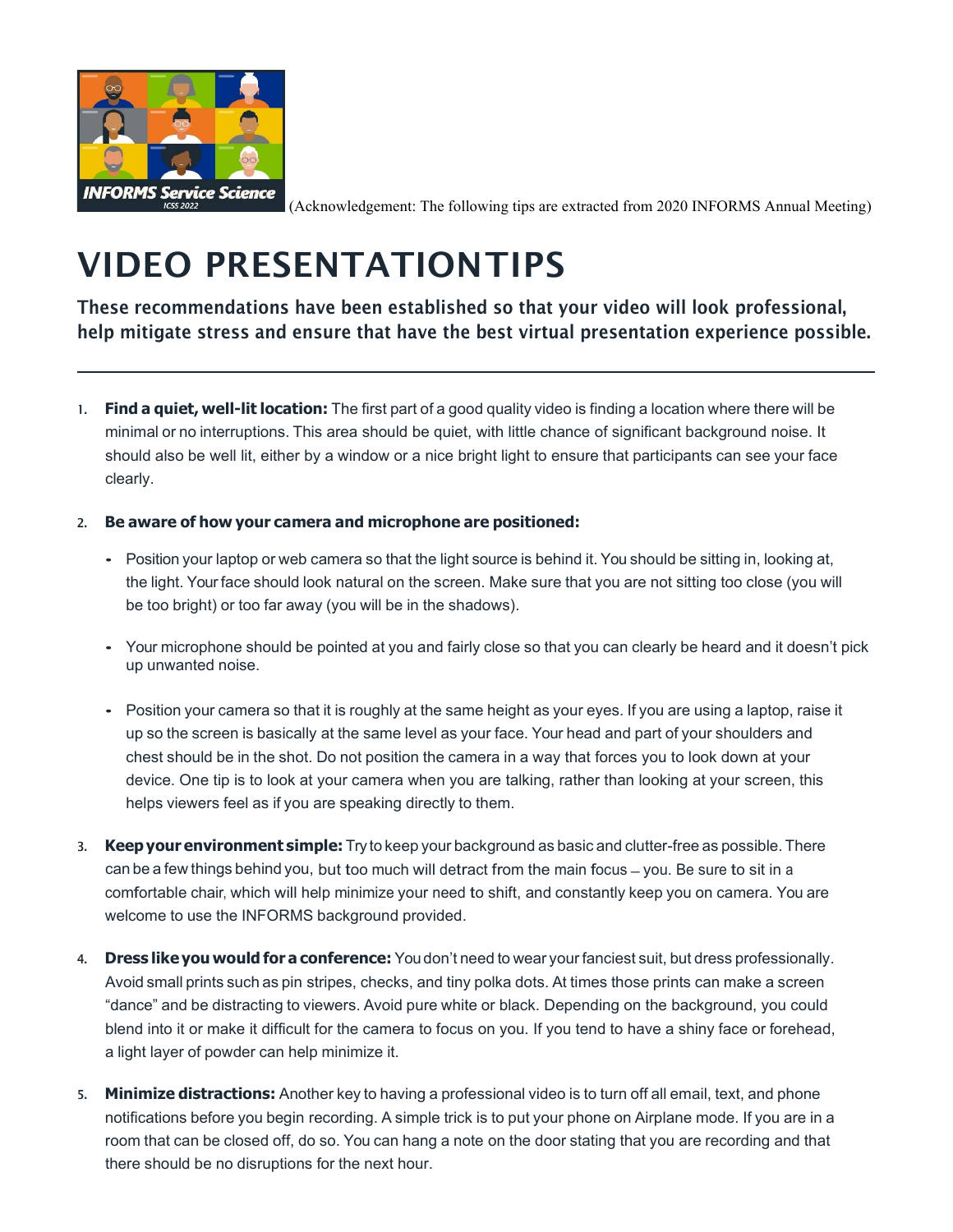(Acknowledgement: The following tips are extracted from 2020 INFORMS Annual Meeting)

# VIDEO PRESENTATIONTIPS

**These recommendations have been established so that your video will look professional, help mitigate stress and ensure that have the best virtual presentation experience possible.**

---

1. **Find a quiet, well-lit location:** The first part of a good quality video is finding a location where there will be minimal or no interruptions. This area should be quiet, with little chance of significant background noise. It should also be well lit, either by a window or a nice bright light to ensure that participants can see your face clearly.

2. **Be aware of how your camera and microphone are positioned:**

   - Position your laptop or web camera so that the light source is behind it. You should be sitting in, looking at, the light. Your face should look natural on the screen. Make sure that you are not sitting too close (you will be too bright) or too far away (you will be in the shadows).

   - Your microphone should be pointed at you and fairly close so that you can clearly be heard and it doesn't pick up unwanted noise.

   - Position your camera so that it is roughly at the same height as your eyes. If you are using a laptop, raise it up so the screen is basically at the same level as your face. Your head and part of your shoulders and chest should be in the shot. Do not position the camera in a way that forces you to look down at your device. One tip is to look at your camera when you are talking, rather than looking at your screen, this helps viewers feel as if you are speaking directly to them.

3. **Keep your environment simple:** Try to keep your background as basic and clutter-free as possible. There can be a few things behind you, but too much will detract from the main focus – you. Be sure to sit in a comfortable chair, which will help minimize your need to shift, and constantly keep you on camera. You are welcome to use the INFORMS background provided.

4. **Dress like you would for a conference:** You don't need to wear your fanciest suit, but dress professionally. Avoid small prints such as pin stripes, checks, and tiny polka dots. At times those prints can make a screen "dance" and be distracting to viewers. Avoid pure white or black. Depending on the background, you could blend into it or make it difficult for the camera to focus on you. If you tend to have a shiny face or forehead, a light layer of powder can help minimize it.

5. **Minimize distractions:** Another key to having a professional video is to turn off all email, text, and phone notifications before you begin recording. A simple trick is to put your phone on Airplane mode. If you are in a room that can be closed off, do so. You can hang a note on the door stating that you are recording and that there should be no disruptions for the next hour.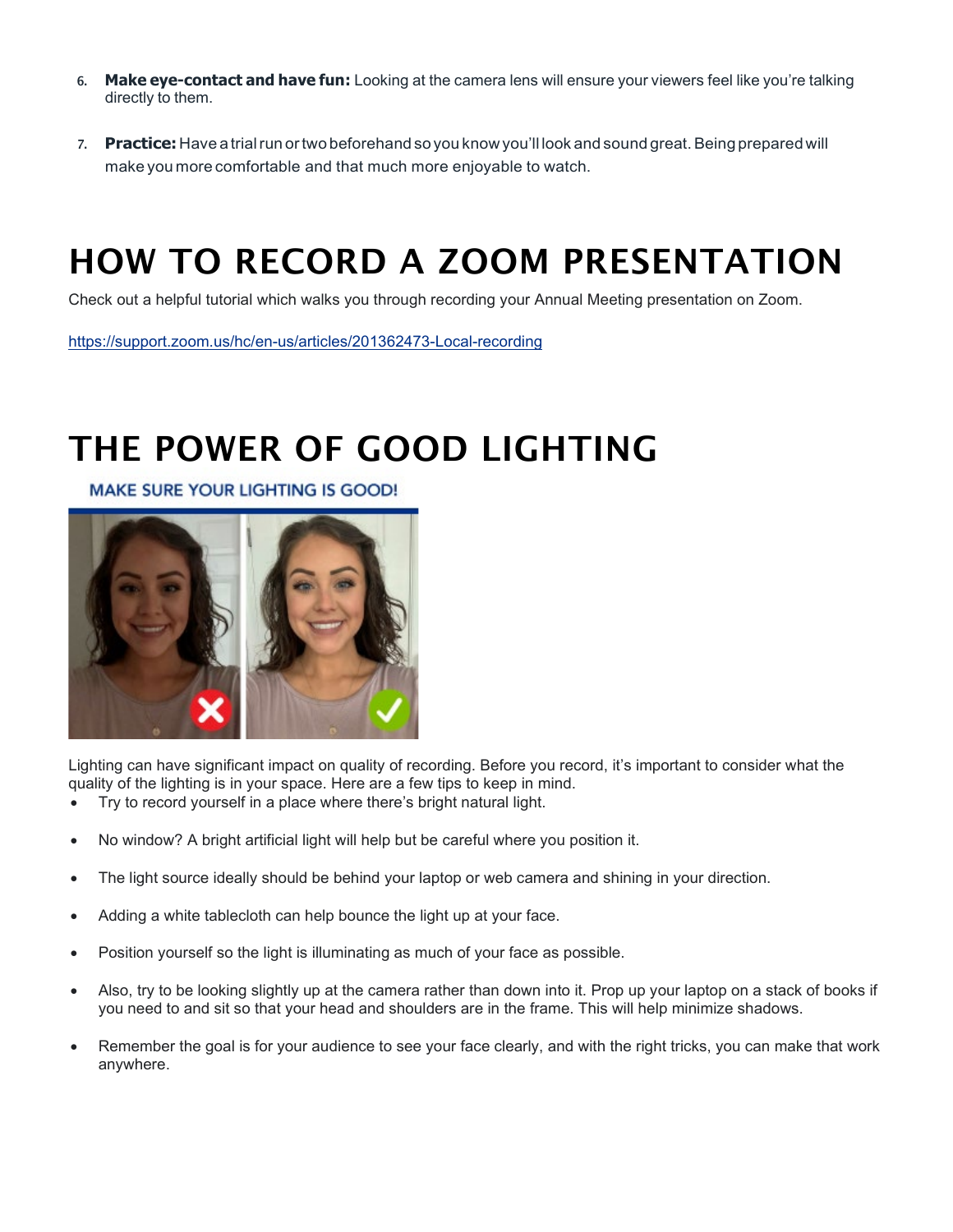6. **Make eye-contact and have fun:** Looking at the camera lens will ensure your viewers feel like you're talking directly to them.

7. **Practice:** Have a trial run or two beforehand so you know you'll look and sound great. Being prepared will make you more comfortable and that much more enjoyable to watch.

# HOW TO RECORD A ZOOM PRESENTATION

Check out a helpful tutorial which walks you through recording your Annual Meeting presentation on Zoom.

https://support.zoom.us/hc/en-us/articles/201362473-Local-recording

# THE POWER OF GOOD LIGHTING

Lighting can have significant impact on quality of recording. Before you record, it's important to consider what the quality of the lighting is in your space. Here are a few tips to keep in mind.

- Try to record yourself in a place where there's bright natural light.
- No window? A bright artificial light will help but be careful where you position it.
- The light source ideally should be behind your laptop or web camera and shining in your direction.
- Adding a white tablecloth can help bounce the light up at your face.
- Position yourself so the light is illuminating as much of your face as possible.
- Also, try to be looking slightly up at the camera rather than down into it. Prop up your laptop on a stack of books if you need to and sit so that your head and shoulders are in the frame. This will help minimize shadows.
- Remember the goal is for your audience to see your face clearly, and with the right tricks, you can make that work anywhere.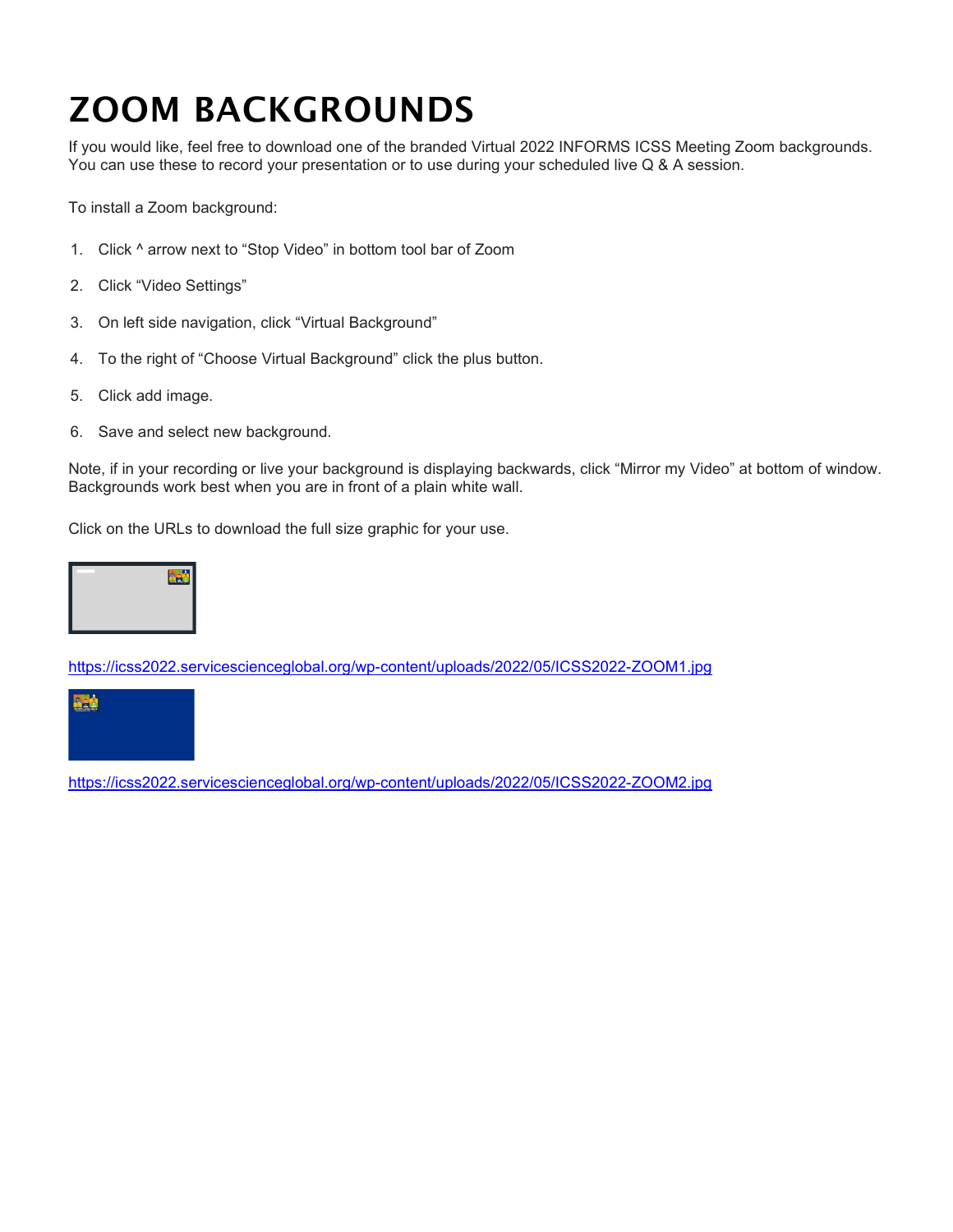# ZOOM BACKGROUNDS

If you would like, feel free to download one of the branded Virtual 2022 INFORMS ICSS Meeting Zoom backgrounds. You can use these to record your presentation or to use during your scheduled live Q & A session.

To install a Zoom background:

1. Click ^ arrow next to “Stop Video” in bottom tool bar of Zoom
2. Click “Video Settings”
3. On left side navigation, click “Virtual Background”
4. To the right of “Choose Virtual Background” click the plus button.
5. Click add image.
6. Save and select new background.

Note, if in your recording or live your background is displaying backwards, click “Mirror my Video” at bottom of window. Backgrounds work best when you are in front of a plain white wall.

Click on the URLs to download the full size graphic for your use.

https://icss2022.servicescienceglobal.org/wp-content/uploads/2022/05/ICSS2022-ZOOM1.jpg

https://icss2022.servicescienceglobal.org/wp-content/uploads/2022/05/ICSS2022-ZOOM2.jpg